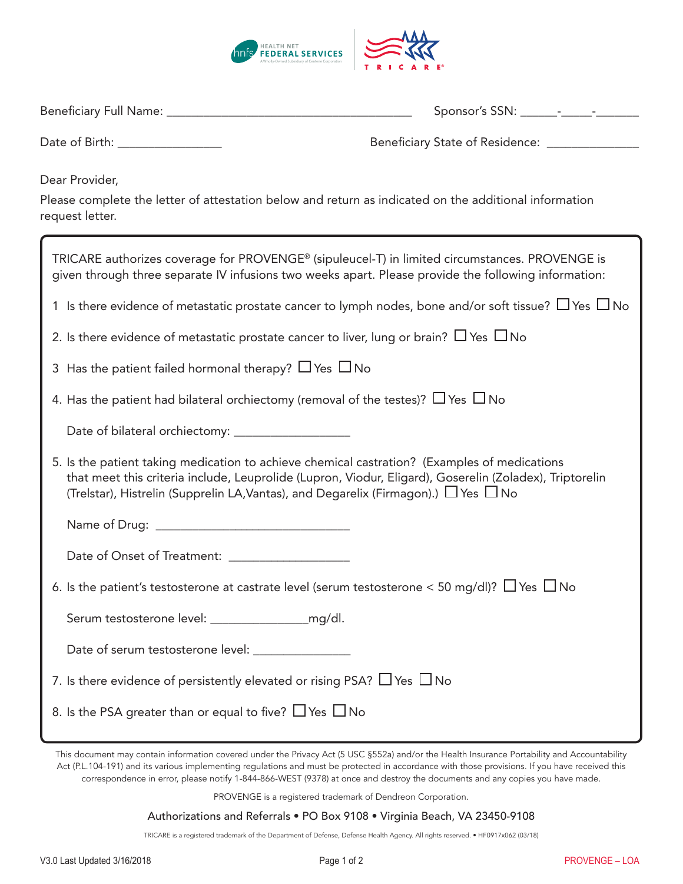HEALTH NET FEDERAL SERVICES
A Wholly-Owned Subsidiary of Centene Corporation

TRICARE®

Beneficiary Full Name: ________________________________________ Sponsor's SSN: ______-_____-_______

Date of Birth: ________________ Beneficiary State of Residence: ______________

Dear Provider,

Please complete the letter of attestation below and return as indicated on the additional information request letter.

TRICARE authorizes coverage for PROVENGE® (sipuleucel-T) in limited circumstances. PROVENGE is given through three separate IV infusions two weeks apart. Please provide the following information:

1 Is there evidence of metastatic prostate cancer to lymph nodes, bone and/or soft tissue? ☐ Yes ☐ No

2. Is there evidence of metastatic prostate cancer to liver, lung or brain? ☐ Yes ☐ No

3 Has the patient failed hormonal therapy? ☐ Yes ☐ No

4. Has the patient had bilateral orchiectomy (removal of the testes)? ☐ Yes ☐ No

   Date of bilateral orchiectomy: __________________

5. Is the patient taking medication to achieve chemical castration? (Examples of medications that meet this criteria include, Leuprolide (Lupron, Viodur, Eligard), Goserelin (Zoladex), Triptorelin (Trelstar), Histrelin (Supprelin LA,Vantas), and Degarelix (Firmagon).) ☐ Yes ☐ No

   Name of Drug: ______________________________

   Date of Onset of Treatment: ___________________

6. Is the patient's testosterone at castrate level (serum testosterone < 50 mg/dl)? ☐ Yes ☐ No

   Serum testosterone level: _______________mg/dl.

   Date of serum testosterone level: _______________

7. Is there evidence of persistently elevated or rising PSA? ☐ Yes ☐ No

8. Is the PSA greater than or equal to five? ☐ Yes ☐ No

This document may contain information covered under the Privacy Act (5 USC §552a) and/or the Health Insurance Portability and Accountability Act (P.L.104-191) and its various implementing regulations and must be protected in accordance with those provisions. If you have received this correspondence in error, please notify 1-844-866-WEST (9378) at once and destroy the documents and any copies you have made.

PROVENGE is a registered trademark of Dendreon Corporation.

Authorizations and Referrals • PO Box 9108 • Virginia Beach, VA 23450-9108

TRICARE is a registered trademark of the Department of Defense, Defense Health Agency. All rights reserved. • HF0917x062 (03/18)

V3.0 Last Updated 3/16/2018 PROVENGE – LOA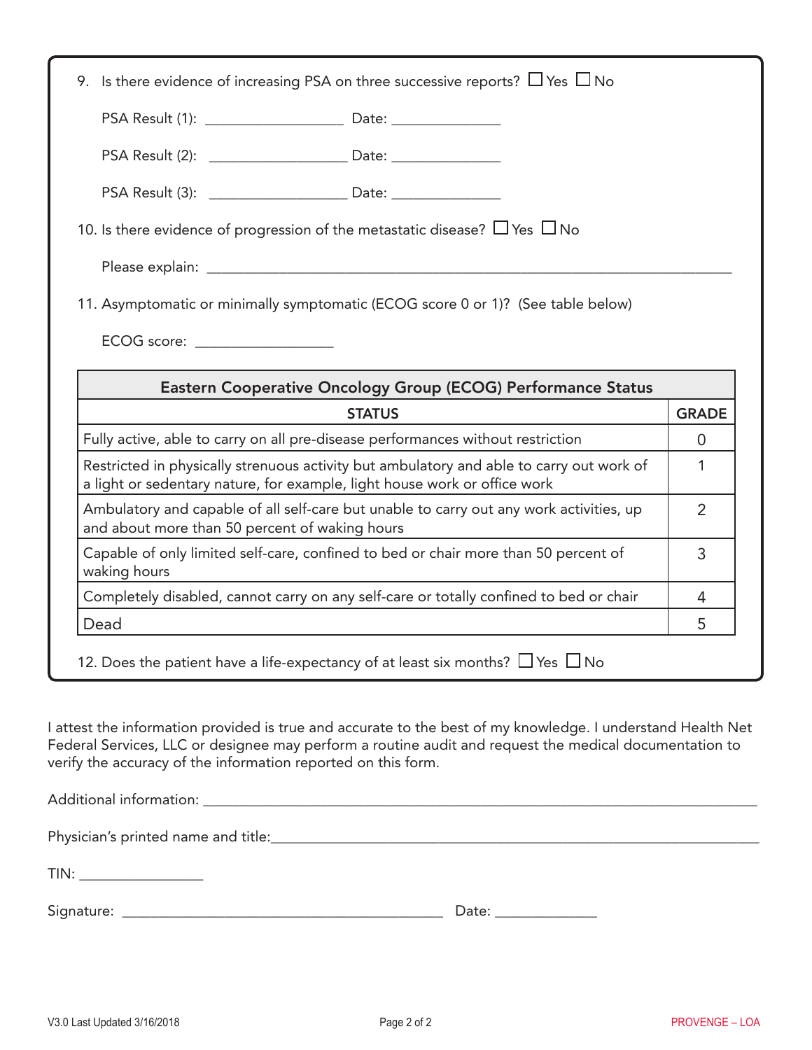9. Is there evidence of increasing PSA on three successive reports? ☐ Yes ☐ No

   PSA Result (1): ________________ Date: ______________

   PSA Result (2): ________________ Date: ______________

   PSA Result (3): ________________ Date: ______________

10. Is there evidence of progression of the metastatic disease? ☐ Yes ☐ No

    Please explain: ______________________________________________________________

11. Asymptomatic or minimally symptomatic (ECOG score 0 or 1)? (See table below)

    ECOG score: ________________

| Eastern Cooperative Oncology Group (ECOG) Performance Status | |
|---|---|
| **STATUS** | **GRADE** |
| Fully active, able to carry on all pre-disease performances without restriction | 0 |
| Restricted in physically strenuous activity but ambulatory and able to carry out work of a light or sedentary nature, for example, light house work or office work | 1 |
| Ambulatory and capable of all self-care but unable to carry out any work activities, up and about more than 50 percent of waking hours | 2 |
| Capable of only limited self-care, confined to bed or chair more than 50 percent of waking hours | 3 |
| Completely disabled, cannot carry on any self-care or totally confined to bed or chair | 4 |
| Dead | 5 |

12. Does the patient have a life-expectancy of at least six months? ☐ Yes ☐ No

I attest the information provided is true and accurate to the best of my knowledge. I understand Health Net Federal Services, LLC or designee may perform a routine audit and request the medical documentation to verify the accuracy of the information reported on this form.

Additional information: ______________________________________________________________

Physician's printed name and title: ______________________________________________________________

TIN: ________________

Signature: ________________________________________ Date: ______________

V3.0 Last Updated 3/16/2018

PROVENGE – LOA